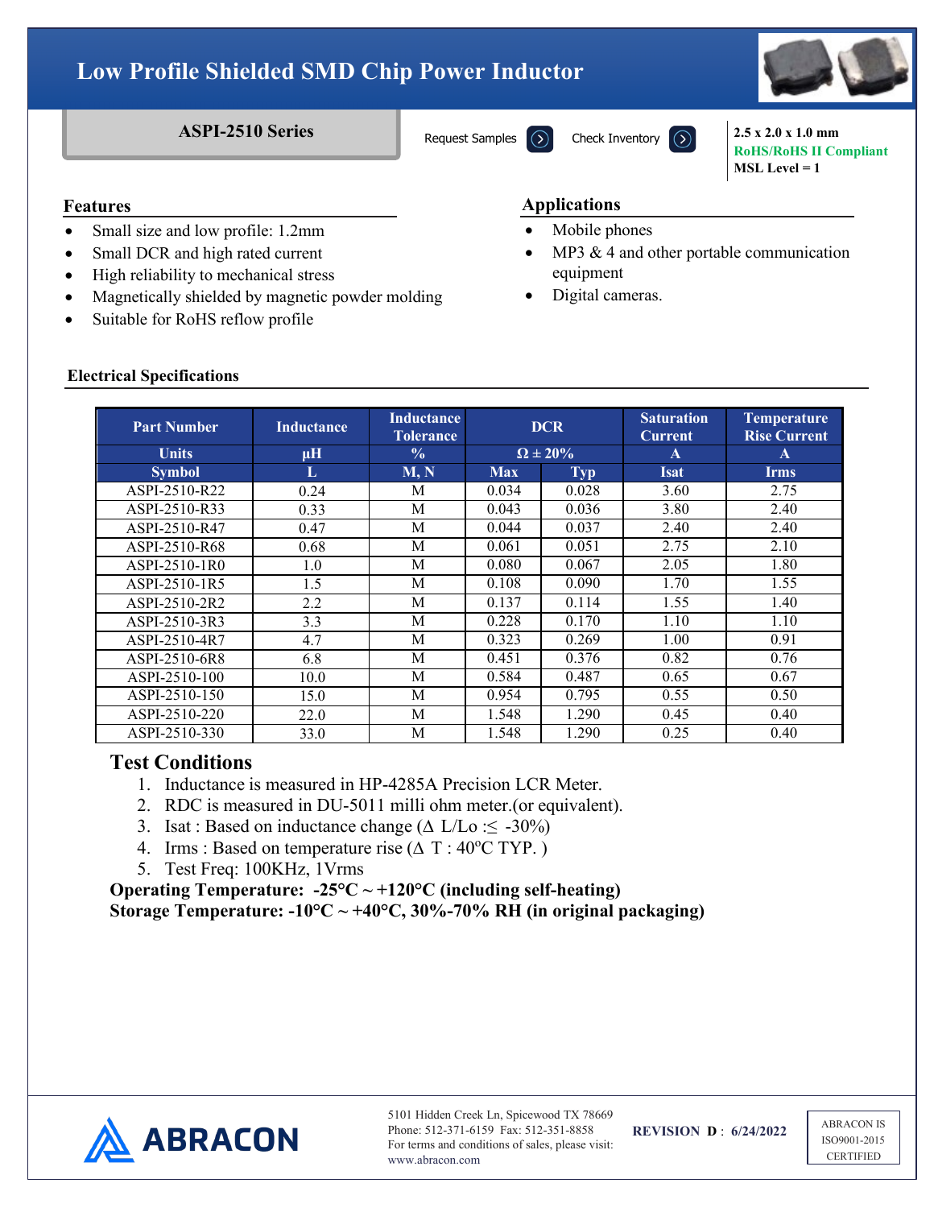# Low Profile Shielded SMD Chip Power Inductor

## ASPI-2510 Series

Request Samples  Check Inventory

**2.5 x 2.0 x 1.0 mm**
**RoHS/RoHS II Compliant**
**MSL Level = 1**

## Features

- Small size and low profile: 1.2mm
- Small DCR and high rated current
- High reliability to mechanical stress
- Magnetically shielded by magnetic powder molding
- Suitable for RoHS reflow profile

## Applications

- Mobile phones
- MP3 & 4 and other portable communication equipment
- Digital cameras.

## Electrical Specifications

| Part Number | Inductance | Inductance Tolerance | DCR | | Saturation Current | Temperature Rise Current |
|---|---|---|---|---|---|---|
| Units | µH | % | Ω ± 20% | | A | A |
| Symbol | L | M, N | Max | Typ | Isat | Irms |
| ASPI-2510-R22 | 0.24 | M | 0.034 | 0.028 | 3.60 | 2.75 |
| ASPI-2510-R33 | 0.33 | M | 0.043 | 0.036 | 3.80 | 2.40 |
| ASPI-2510-R47 | 0.47 | M | 0.044 | 0.037 | 2.40 | 2.40 |
| ASPI-2510-R68 | 0.68 | M | 0.061 | 0.051 | 2.75 | 2.10 |
| ASPI-2510-1R0 | 1.0 | M | 0.080 | 0.067 | 2.05 | 1.80 |
| ASPI-2510-1R5 | 1.5 | M | 0.108 | 0.090 | 1.70 | 1.55 |
| ASPI-2510-2R2 | 2.2 | M | 0.137 | 0.114 | 1.55 | 1.40 |
| ASPI-2510-3R3 | 3.3 | M | 0.228 | 0.170 | 1.10 | 1.10 |
| ASPI-2510-4R7 | 4.7 | M | 0.323 | 0.269 | 1.00 | 0.91 |
| ASPI-2510-6R8 | 6.8 | M | 0.451 | 0.376 | 0.82 | 0.76 |
| ASPI-2510-100 | 10.0 | M | 0.584 | 0.487 | 0.65 | 0.67 |
| ASPI-2510-150 | 15.0 | M | 0.954 | 0.795 | 0.55 | 0.50 |
| ASPI-2510-220 | 22.0 | M | 1.548 | 1.290 | 0.45 | 0.40 |
| ASPI-2510-330 | 33.0 | M | 1.548 | 1.290 | 0.25 | 0.40 |

## Test Conditions

1. Inductance is measured in HP-4285A Precision LCR Meter.
2. RDC is measured in DU-5011 milli ohm meter.(or equivalent).
3. Isat : Based on inductance change ($\Delta$ L/Lo :≤ -30%)
4. Irms : Based on temperature rise ($\Delta$ T : 40ºC TYP. )
5. Test Freq: 100KHz, 1Vrms

**Operating Temperature: -25°C ~ +120°C (including self-heating)**
**Storage Temperature: -10°C ~ +40°C, 30%-70% RH (in original packaging)**

ABRACON

5101 Hidden Creek Ln, Spicewood TX 78669
Phone: 512-371-6159 Fax: 512-351-8858
For terms and conditions of sales, please visit:
www.abracon.com

**REVISION D : 6/24/2022**

ABRACON IS ISO9001-2015 CERTIFIED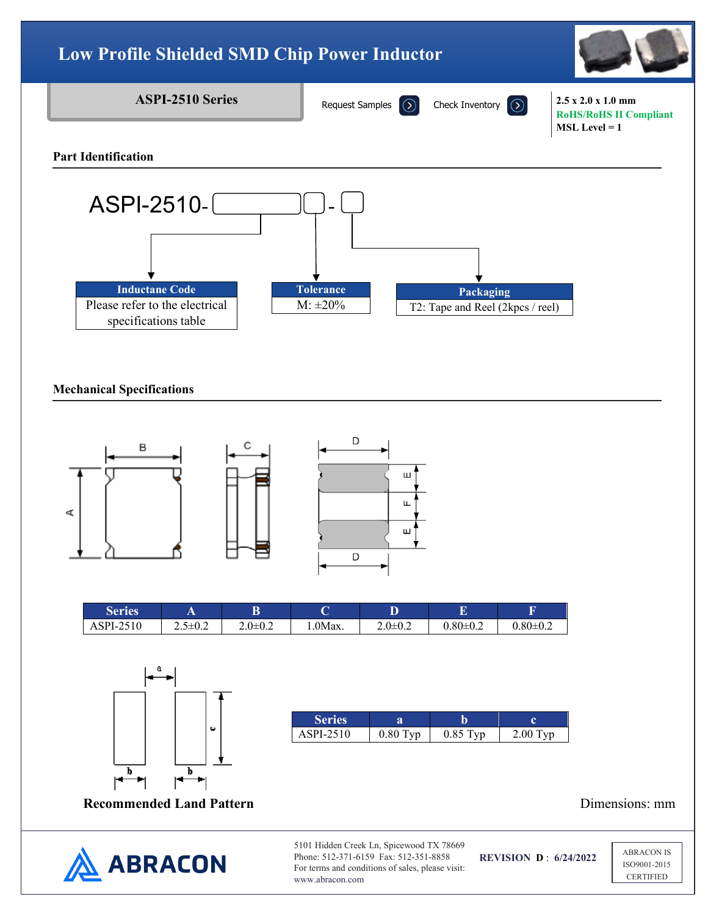# Low Profile Shielded SMD Chip Power Inductor

**ASPI-2510 Series**

Request Samples | Check Inventory

**2.5 x 2.0 x 1.0 mm**
**RoHS/RoHS II Compliant**
**MSL Level = 1**

## Part Identification

ASPI-2510- [ ][ ] - [ ]

| Inductane Code |
| --- |
| Please refer to the electrical specifications table |

| Tolerance |
| --- |
| M: ±20% |

| Packaging |
| --- |
| T2: Tape and Reel (2kpcs / reel) |

## Mechanical Specifications

| Series | A | B | C | D | E | F |
| --- | --- | --- | --- | --- | --- | --- |
| ASPI-2510 | 2.5±0.2 | 2.0±0.2 | 1.0Max. | 2.0±0.2 | 0.80±0.2 | 0.80±0.2 |

| Series | a | b | c |
| --- | --- | --- | --- |
| ASPI-2510 | 0.80 Typ | 0.85 Typ | 2.00 Typ |

**Recommended Land Pattern**

Dimensions: mm

5101 Hidden Creek Ln, Spicewood TX 78669
Phone: 512-371-6159 Fax: 512-351-8858
For terms and conditions of sales, please visit:
www.abracon.com

**REVISION D : 6/24/2022**

ABRACON IS ISO9001-2015 CERTIFIED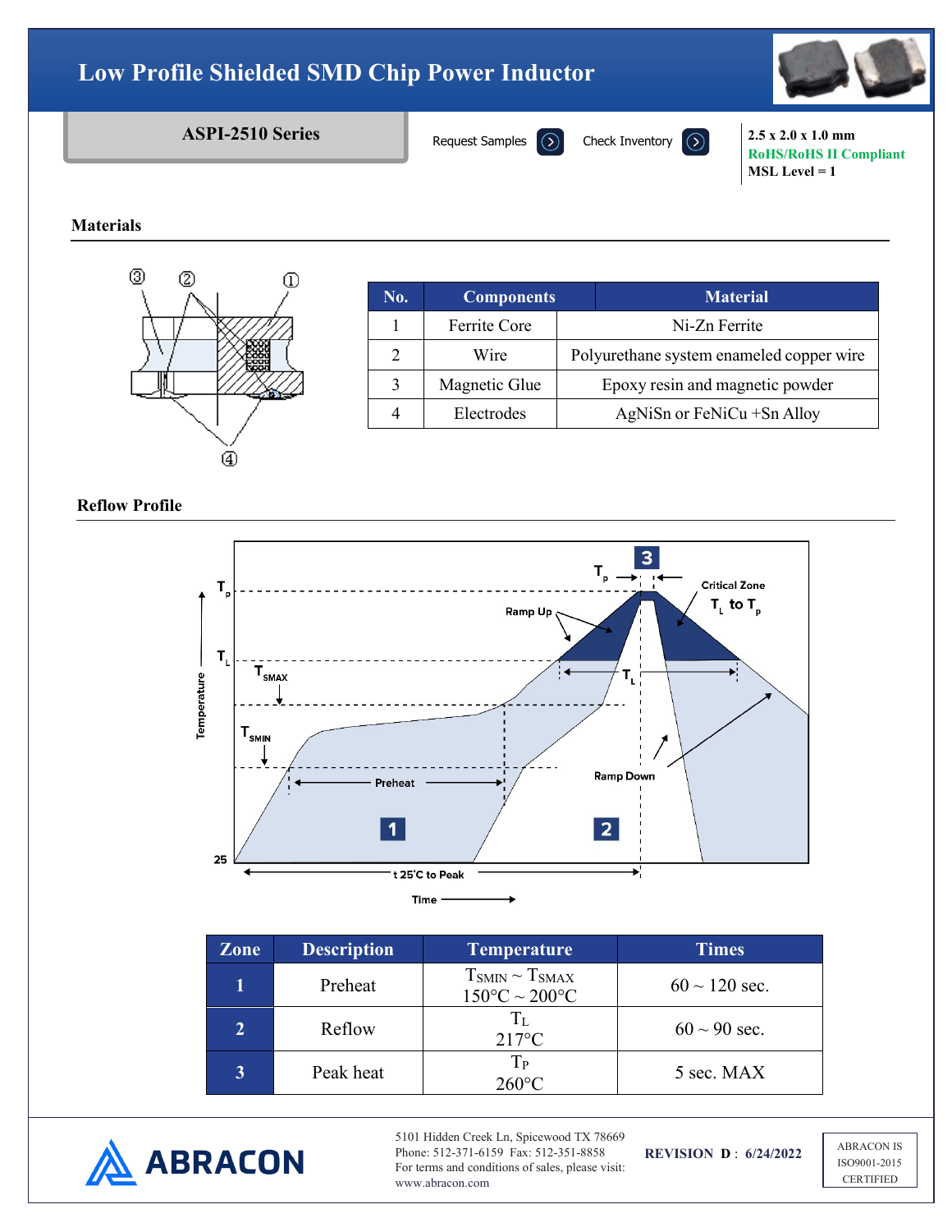# Low Profile Shielded SMD Chip Power Inductor

**ASPI-2510 Series**

Request Samples | Check Inventory

**2.5 x 2.0 x 1.0 mm**
**RoHS/RoHS II Compliant**
**MSL Level = 1**

## Materials

| No. | Components | Material |
|---|---|---|
| 1 | Ferrite Core | Ni-Zn Ferrite |
| 2 | Wire | Polyurethane system enameled copper wire |
| 3 | Magnetic Glue | Epoxy resin and magnetic powder |
| 4 | Electrodes | AgNiSn or FeNiCu +Sn Alloy |

## Reflow Profile

| Zone | Description | Temperature | Times |
|---|---|---|---|
| 1 | Preheat | $T_{SMIN} \sim T_{SMAX}$ 150°C ~ 200°C | 60 ~ 120 sec. |
| 2 | Reflow | $T_L$ 217°C | 60 ~ 90 sec. |
| 3 | Peak heat | $T_P$ 260°C | 5 sec. MAX |

5101 Hidden Creek Ln, Spicewood TX 78669
Phone: 512-371-6159 Fax: 512-351-8858
For terms and conditions of sales, please visit:
www.abracon.com

**REVISION D : 6/24/2022**

ABRACON IS ISO9001-2015 CERTIFIED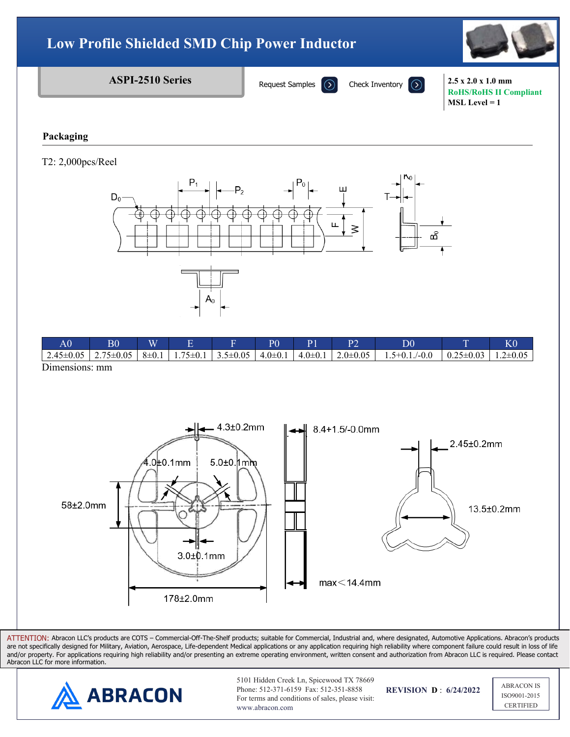# Low Profile Shielded SMD Chip Power Inductor

**ASPI-2510 Series**

Request Samples | Check Inventory

**2.5 x 2.0 x 1.0 mm**
**RoHS/RoHS II Compliant**
**MSL Level = 1**

## Packaging

T2: 2,000pcs/Reel

P1
P2
P0
E
K0
T
D0
F
W
B0
A0

| A0 | B0 | W | E | F | P0 | P1 | P2 | D0 | T | K0 |
|---|---|---|---|---|---|---|---|---|---|---|
| 2.45±0.05 | 2.75±0.05 | 8±0.1 | 1.75±0.1 | 3.5±0.05 | 4.0±0.1 | 4.0±0.1 | 2.0±0.05 | 1.5+0.1./-0.0 | 0.25±0.03 | 1.2±0.05 |

Dimensions: mm

4.3±0.2mm
8.4+1.5/-0.0mm
2.45±0.2mm
4.0±0.1mm
5.0±0.1mm
58±2.0mm
13.5±0.2mm
3.0±0.1mm
max<14.4mm
178±2.0mm

ATTENTION: Abracon LLC's products are COTS – Commercial-Off-The-Shelf products; suitable for Commercial, Industrial and, where designated, Automotive Applications. Abracon's products are not specifically designed for Military, Aviation, Aerospace, Life-dependent Medical applications or any application requiring high reliability where component failure could result in loss of life and/or property. For applications requiring high reliability and/or presenting an extreme operating environment, written consent and authorization from Abracon LLC is required. Please contact Abracon LLC for more information.

ABRACON

5101 Hidden Creek Ln, Spicewood TX 78669
Phone: 512-371-6159 Fax: 512-351-8858
For terms and conditions of sales, please visit:
www.abracon.com

**REVISION D: 6/24/2022**

ABRACON IS ISO9001-2015 CERTIFIED